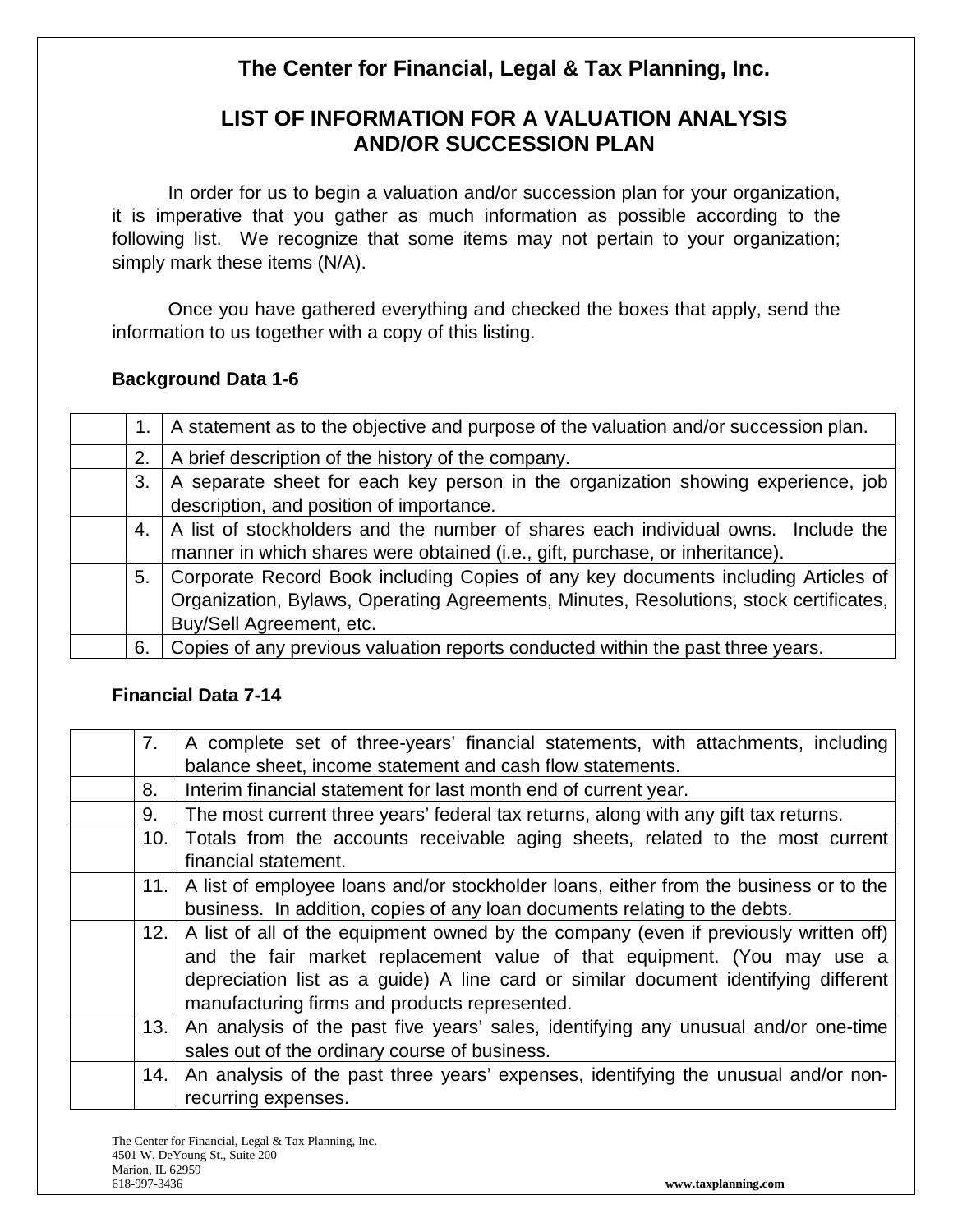# The Center for Financial, Legal & Tax Planning, Inc.

## LIST OF INFORMATION FOR A VALUATION ANALYSIS AND/OR SUCCESSION PLAN

In order for us to begin a valuation and/or succession plan for your organization, it is imperative that you gather as much information as possible according to the following list. We recognize that some items may not pertain to your organization; simply mark these items (N/A).

Once you have gathered everything and checked the boxes that apply, send the information to us together with a copy of this listing.

### Background Data 1-6

| | | |
|---|---|---|
| | 1. | A statement as to the objective and purpose of the valuation and/or succession plan. |
| | 2. | A brief description of the history of the company. |
| | 3. | A separate sheet for each key person in the organization showing experience, job description, and position of importance. |
| | 4. | A list of stockholders and the number of shares each individual owns. Include the manner in which shares were obtained (i.e., gift, purchase, or inheritance). |
| | 5. | Corporate Record Book including Copies of any key documents including Articles of Organization, Bylaws, Operating Agreements, Minutes, Resolutions, stock certificates, Buy/Sell Agreement, etc. |
| | 6. | Copies of any previous valuation reports conducted within the past three years. |

### Financial Data 7-14

| | | |
|---|---|---|
| | 7. | A complete set of three-years' financial statements, with attachments, including balance sheet, income statement and cash flow statements. |
| | 8. | Interim financial statement for last month end of current year. |
| | 9. | The most current three years' federal tax returns, along with any gift tax returns. |
| | 10. | Totals from the accounts receivable aging sheets, related to the most current financial statement. |
| | 11. | A list of employee loans and/or stockholder loans, either from the business or to the business. In addition, copies of any loan documents relating to the debts. |
| | 12. | A list of all of the equipment owned by the company (even if previously written off) and the fair market replacement value of that equipment. (You may use a depreciation list as a guide) A line card or similar document identifying different manufacturing firms and products represented. |
| | 13. | An analysis of the past five years' sales, identifying any unusual and/or one-time sales out of the ordinary course of business. |
| | 14. | An analysis of the past three years' expenses, identifying the unusual and/or non-recurring expenses. |

The Center for Financial, Legal & Tax Planning, Inc.
4501 W. DeYoung St., Suite 200
Marion, IL 62959
618-997-3436

**www.taxplanning.com**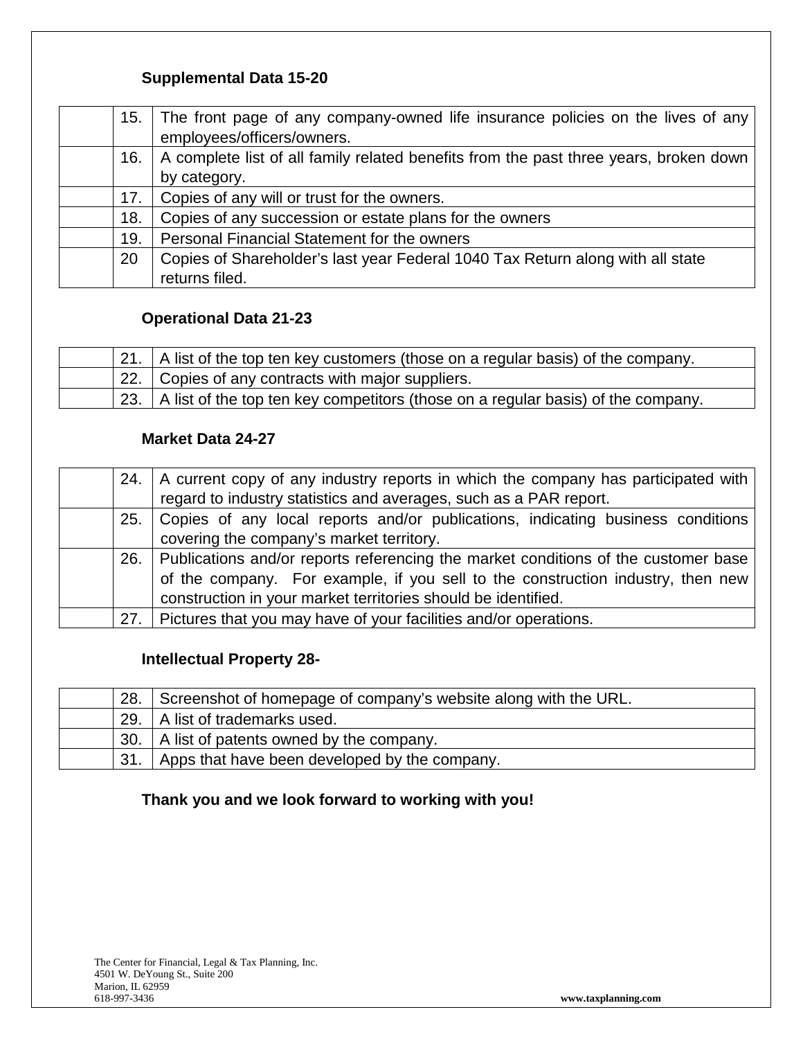### Supplemental Data 15-20

| | | |
|---|---|---|
| | 15. | The front page of any company-owned life insurance policies on the lives of any employees/officers/owners. |
| | 16. | A complete list of all family related benefits from the past three years, broken down by category. |
| | 17. | Copies of any will or trust for the owners. |
| | 18. | Copies of any succession or estate plans for the owners |
| | 19. | Personal Financial Statement for the owners |
| | 20 | Copies of Shareholder's last year Federal 1040 Tax Return along with all state returns filed. |

### Operational Data 21-23

| | | |
|---|---|---|
| | 21. | A list of the top ten key customers (those on a regular basis) of the company. |
| | 22. | Copies of any contracts with major suppliers. |
| | 23. | A list of the top ten key competitors (those on a regular basis) of the company. |

### Market Data 24-27

| | | |
|---|---|---|
| | 24. | A current copy of any industry reports in which the company has participated with regard to industry statistics and averages, such as a PAR report. |
| | 25. | Copies of any local reports and/or publications, indicating business conditions covering the company's market territory. |
| | 26. | Publications and/or reports referencing the market conditions of the customer base of the company. For example, if you sell to the construction industry, then new construction in your market territories should be identified. |
| | 27. | Pictures that you may have of your facilities and/or operations. |

### Intellectual Property 28-

| | | |
|---|---|---|
| | 28. | Screenshot of homepage of company's website along with the URL. |
| | 29. | A list of trademarks used. |
| | 30. | A list of patents owned by the company. |
| | 31. | Apps that have been developed by the company. |

**Thank you and we look forward to working with you!**

The Center for Financial, Legal & Tax Planning, Inc.
4501 W. DeYoung St., Suite 200
Marion, IL 62959
618-997-3436

**www.taxplanning.com**